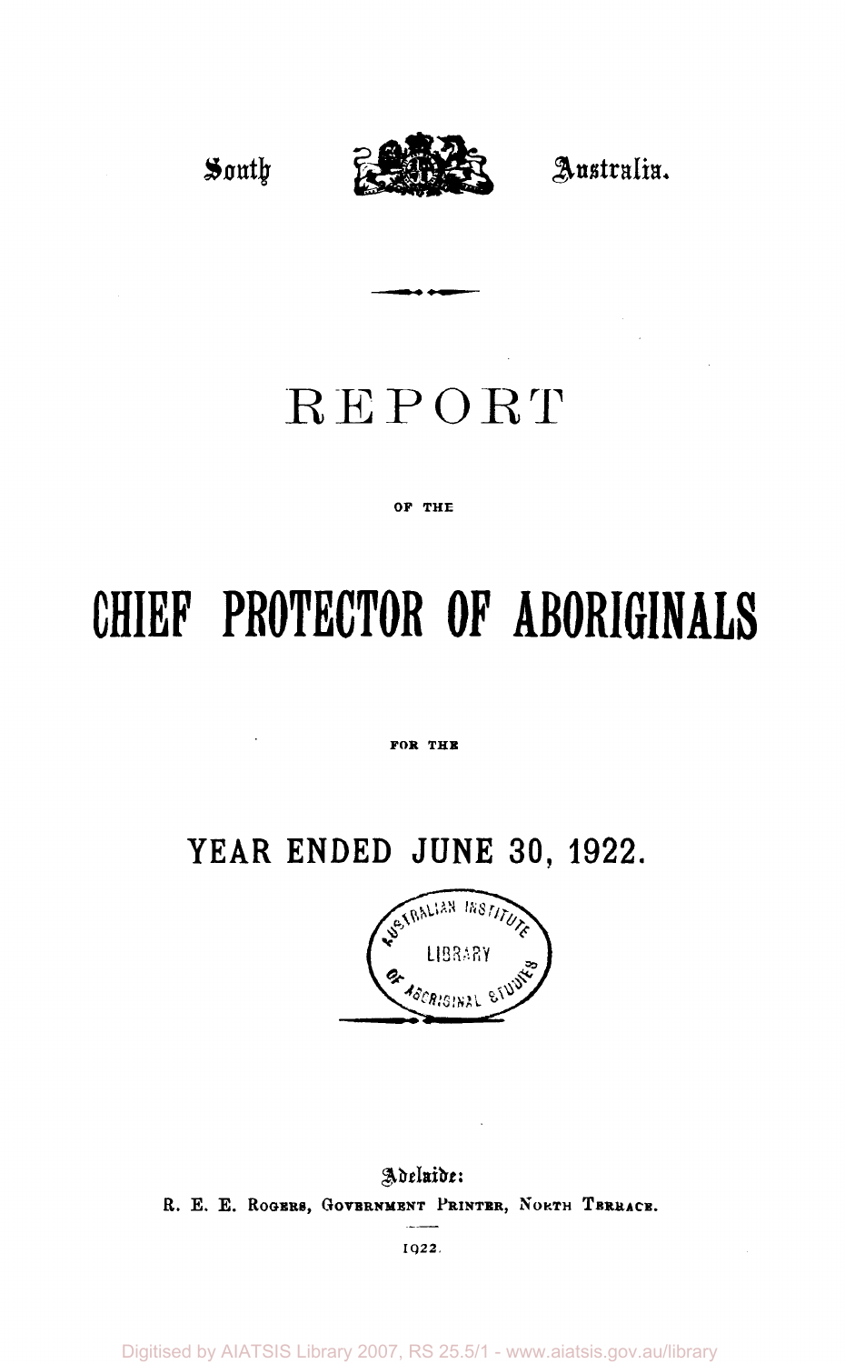South Australia.

# REPORT

OF THE

# CHIEF PROTECTOR OF ABORIGINALS

FOR THE

## YEAR ENDED JUNE 30, 1922.

Adelaide:
R. E. E. ROGERS, GOVERNMENT PRINTER, NORTH TERRACE.

1922.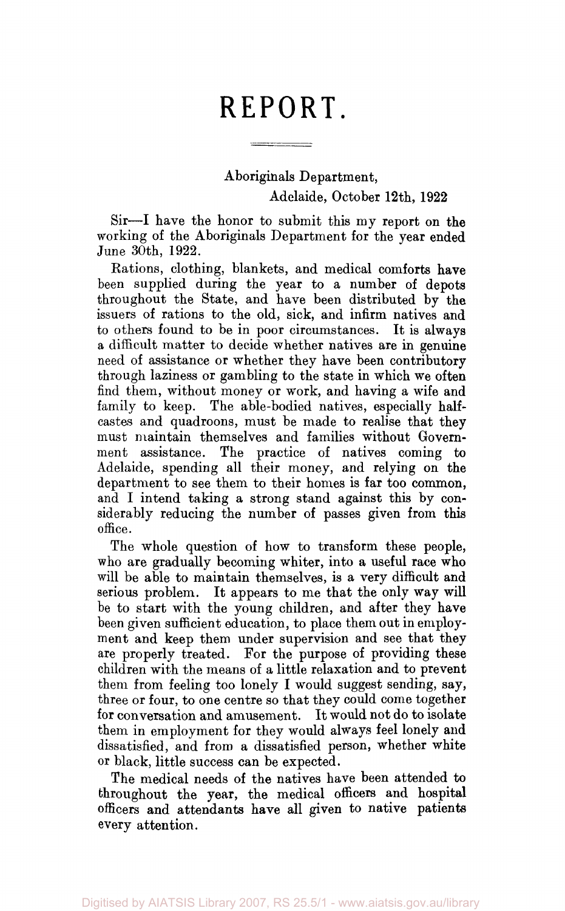# REPORT.

Aboriginals Department,
Adelaide, October 12th, 1922

Sir—I have the honor to submit this my report on the working of the Aboriginals Department for the year ended June 30th, 1922.

Rations, clothing, blankets, and medical comforts have been supplied during the year to a number of depots throughout the State, and have been distributed by the issuers of rations to the old, sick, and infirm natives and to others found to be in poor circumstances. It is always a difficult matter to decide whether natives are in genuine need of assistance or whether they have been contributory through laziness or gambling to the state in which we often find them, without money or work, and having a wife and family to keep. The able-bodied natives, especially half-castes and quadroons, must be made to realise that they must maintain themselves and families without Government assistance. The practice of natives coming to Adelaide, spending all their money, and relying on the department to see them to their homes is far too common, and I intend taking a strong stand against this by considerably reducing the number of passes given from this office.

The whole question of how to transform these people, who are gradually becoming whiter, into a useful race who will be able to maintain themselves, is a very difficult and serious problem. It appears to me that the only way will be to start with the young children, and after they have been given sufficient education, to place them out in employment and keep them under supervision and see that they are properly treated. For the purpose of providing these children with the means of a little relaxation and to prevent them from feeling too lonely I would suggest sending, say, three or four, to one centre so that they could come together for conversation and amusement. It would not do to isolate them in employment for they would always feel lonely and dissatisfied, and from a dissatisfied person, whether white or black, little success can be expected.

The medical needs of the natives have been attended to throughout the year, the medical officers and hospital officers and attendants have all given to native patients every attention.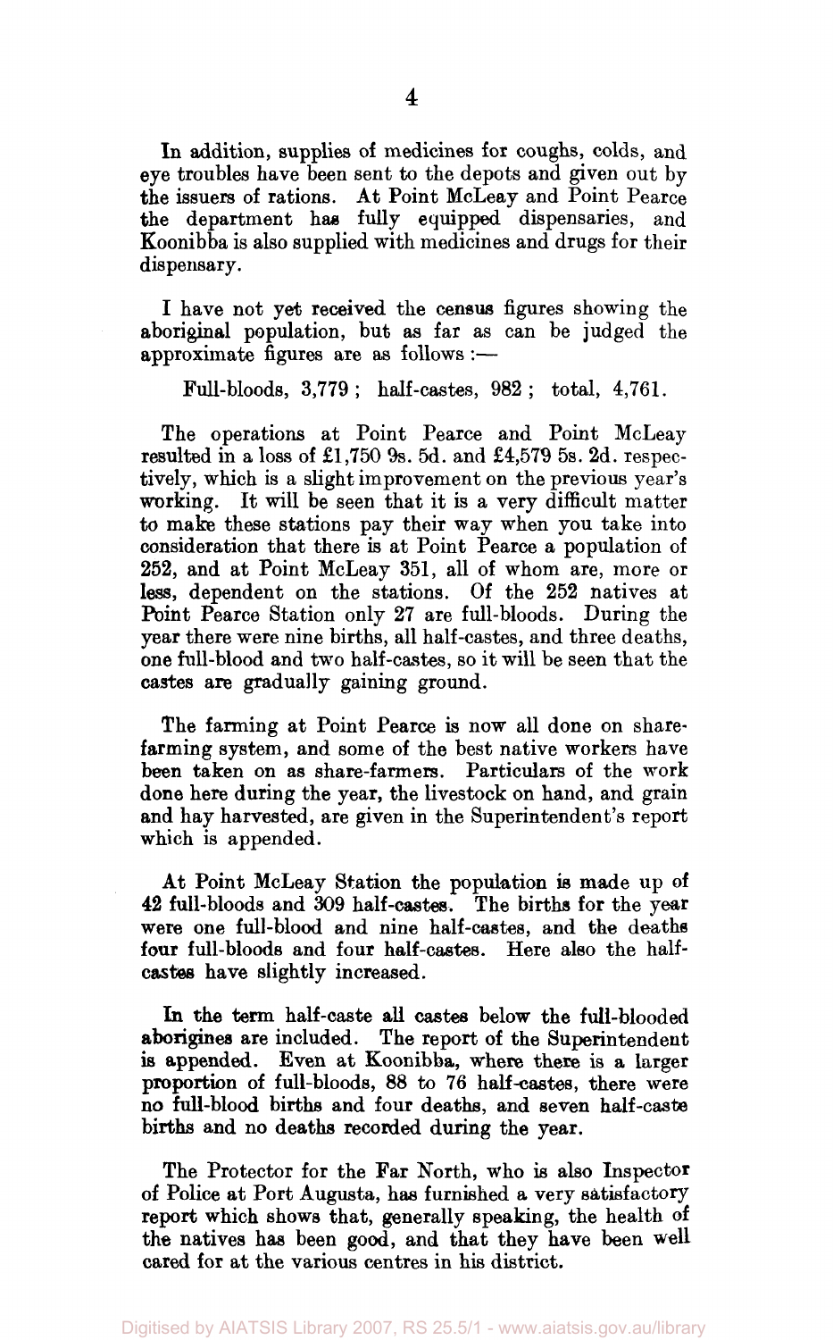In addition, supplies of medicines for coughs, colds, and eye troubles have been sent to the depots and given out by the issuers of rations. At Point McLeay and Point Pearce the department has fully equipped dispensaries, and Koonibba is also supplied with medicines and drugs for their dispensary.

I have not yet received the census figures showing the aboriginal population, but as far as can be judged the approximate figures are as follows :—

Full-bloods, 3,779 ; half-castes, 982 ; total, 4,761.

The operations at Point Pearce and Point McLeay resulted in a loss of £1,750 9s. 5d. and £4,579 5s. 2d. respectively, which is a slight improvement on the previous year's working. It will be seen that it is a very difficult matter to make these stations pay their way when you take into consideration that there is at Point Pearce a population of 252, and at Point McLeay 351, all of whom are, more or less, dependent on the stations. Of the 252 natives at Point Pearce Station only 27 are full-bloods. During the year there were nine births, all half-castes, and three deaths, one full-blood and two half-castes, so it will be seen that the castes are gradually gaining ground.

The farming at Point Pearce is now all done on share-farming system, and some of the best native workers have been taken on as share-farmers. Particulars of the work done here during the year, the livestock on hand, and grain and hay harvested, are given in the Superintendent's report which is appended.

At Point McLeay Station the population is made up of 42 full-bloods and 309 half-castes. The births for the year were one full-blood and nine half-castes, and the deaths four full-bloods and four half-castes. Here also the half-castes have slightly increased.

In the term half-caste all castes below the full-blooded aborigines are included. The report of the Superintendent is appended. Even at Koonibba, where there is a larger proportion of full-bloods, 88 to 76 half-castes, there were no full-blood births and four deaths, and seven half-caste births and no deaths recorded during the year.

The Protector for the Far North, who is also Inspector of Police at Port Augusta, has furnished a very satisfactory report which shows that, generally speaking, the health of the natives has been good, and that they have been well cared for at the various centres in his district.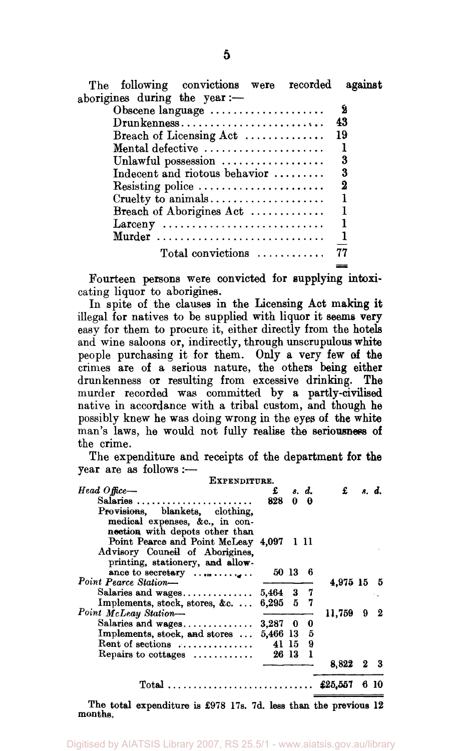The following convictions were recorded against aborigines during the year:—

| Offence | Number |
|---|---|
| Obscene language | 2 |
| Drunkenness | 43 |
| Breach of Licensing Act | 19 |
| Mental defective | 1 |
| Unlawful possession | 3 |
| Indecent and riotous behavior | 3 |
| Resisting police | 2 |
| Cruelty to animals | 1 |
| Breach of Aborigines Act | 1 |
| Larceny | 1 |
| Murder | 1 |
| Total convictions | 77 |

Fourteen persons were convicted for supplying intoxicating liquor to aborigines.

In spite of the clauses in the Licensing Act making it illegal for natives to be supplied with liquor it seems very easy for them to procure it, either directly from the hotels and wine saloons or, indirectly, through unscrupulous white people purchasing it for them. Only a very few of the crimes are of a serious nature, the others being either drunkenness or resulting from excessive drinking. The murder recorded was committed by a partly-civilised native in accordance with a tribal custom, and though he possibly knew he was doing wrong in the eyes of the white man's laws, he would not fully realise the seriousness of the crime.

The expenditure and receipts of the department for the year are as follows:—

EXPENDITURE.

| | £ s. d. | £ s. d. |
|---|---|---|
| *Head Office*— | | |
| Salaries | 828 0 0 | |
| Provisions, blankets, clothing, medical expenses, &c., in connection with depots other than Point Pearce and Point McLeay | 4,097 1 11 | |
| Advisory Council of Aborigines, printing, stationery, and allowance to secretary | 50 13 6 | |
| | | 4,975 15 5 |
| *Point Pearce Station*— | | |
| Salaries and wages | 5,464 3 7 | |
| Implements, stock, stores, &c. | 6,295 5 7 | |
| | | 11,759 9 2 |
| *Point McLeay Station*— | | |
| Salaries and wages | 3,287 0 0 | |
| Implements, stock, and stores | 5,466 13 5 | |
| Rent of sections | 41 15 9 | |
| Repairs to cottages | 26 13 1 | |
| | | 8,822 2 3 |
| Total | | £25,557 6 10 |

The total expenditure is £978 17s. 7d. less than the previous 12 months.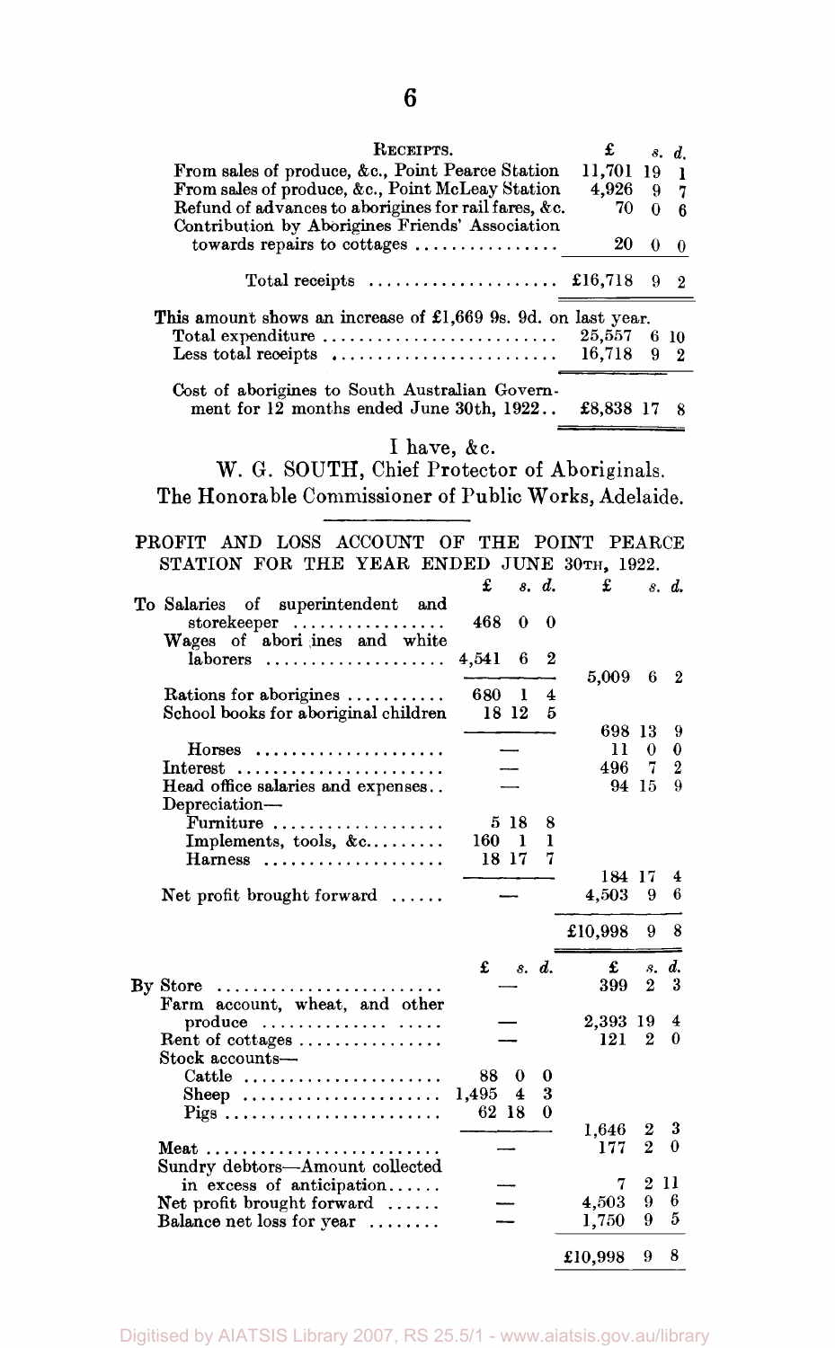| RECEIPTS. | £ | s. | d. |
|---|---|---|---|
| From sales of produce, &c., Point Pearce Station | 11,701 | 19 | 1 |
| From sales of produce, &c., Point McLeay Station | 4,926 | 9 | 7 |
| Refund of advances to aborigines for rail fares, &c. | 70 | 0 | 6 |
| Contribution by Aborigines Friends' Association towards repairs to cottages | 20 | 0 | 0 |
| Total receipts | £16,718 | 9 | 2 |

This amount shows an increase of £1,669 9s. 9d. on last year.

| | £ | s. | d. |
|---|---|---|---|
| Total expenditure | 25,557 | 6 | 10 |
| Less total receipts | 16,718 | 9 | 2 |
| Cost of aborigines to South Australian Government for 12 months ended June 30th, 1922 | £8,838 | 17 | 8 |

I have, &c.

W. G. SOUTH, Chief Protector of Aboriginals.

The Honorable Commissioner of Public Works, Adelaide.

## PROFIT AND LOSS ACCOUNT OF THE POINT PEARCE STATION FOR THE YEAR ENDED JUNE 30TH, 1922.

| | £ | s. | d. | £ | s. | d. |
|---|---|---|---|---|---|---|
| To Salaries of superintendent and storekeeper | 468 | 0 | 0 | | | |
| Wages of abori ines and white laborers | 4,541 | 6 | 2 | | | |
| | | | | 5,009 | 6 | 2 |
| Rations for aborigines | 680 | 1 | 4 | | | |
| School books for aboriginal children | 18 | 12 | 5 | | | |
| | | | | 698 | 13 | 9 |
| Horses | — | | | 11 | 0 | 0 |
| Interest | — | | | 496 | 7 | 2 |
| Head office salaries and expenses | — | | | 94 | 15 | 9 |
| Depreciation— | | | | | | |
| Furniture | 5 | 18 | 8 | | | |
| Implements, tools, &c. | 160 | 1 | 1 | | | |
| Harness | 18 | 17 | 7 | | | |
| | | | | 184 | 17 | 4 |
| Net profit brought forward | — | | | 4,503 | 9 | 6 |
| | | | | £10,998 | 9 | 8 |

| | £ | s. | d. | £ | s. | d. |
|---|---|---|---|---|---|---|
| By Store | — | | | 399 | 2 | 3 |
| Farm account, wheat, and other produce | — | | | 2,393 | 19 | 4 |
| Rent of cottages | — | | | 121 | 2 | 0 |
| Stock accounts— | | | | | | |
| Cattle | 88 | 0 | 0 | | | |
| Sheep | 1,495 | 4 | 3 | | | |
| Pigs | 62 | 18 | 0 | | | |
| | | | | 1,646 | 2 | 3 |
| Meat | — | | | 177 | 2 | 0 |
| Sundry debtors—Amount collected in excess of anticipation | — | | | 7 | 2 | 11 |
| Net profit brought forward | — | | | 4,503 | 9 | 6 |
| Balance net loss for year | — | | | 1,750 | 9 | 5 |
| | | | | £10,998 | 9 | 8 |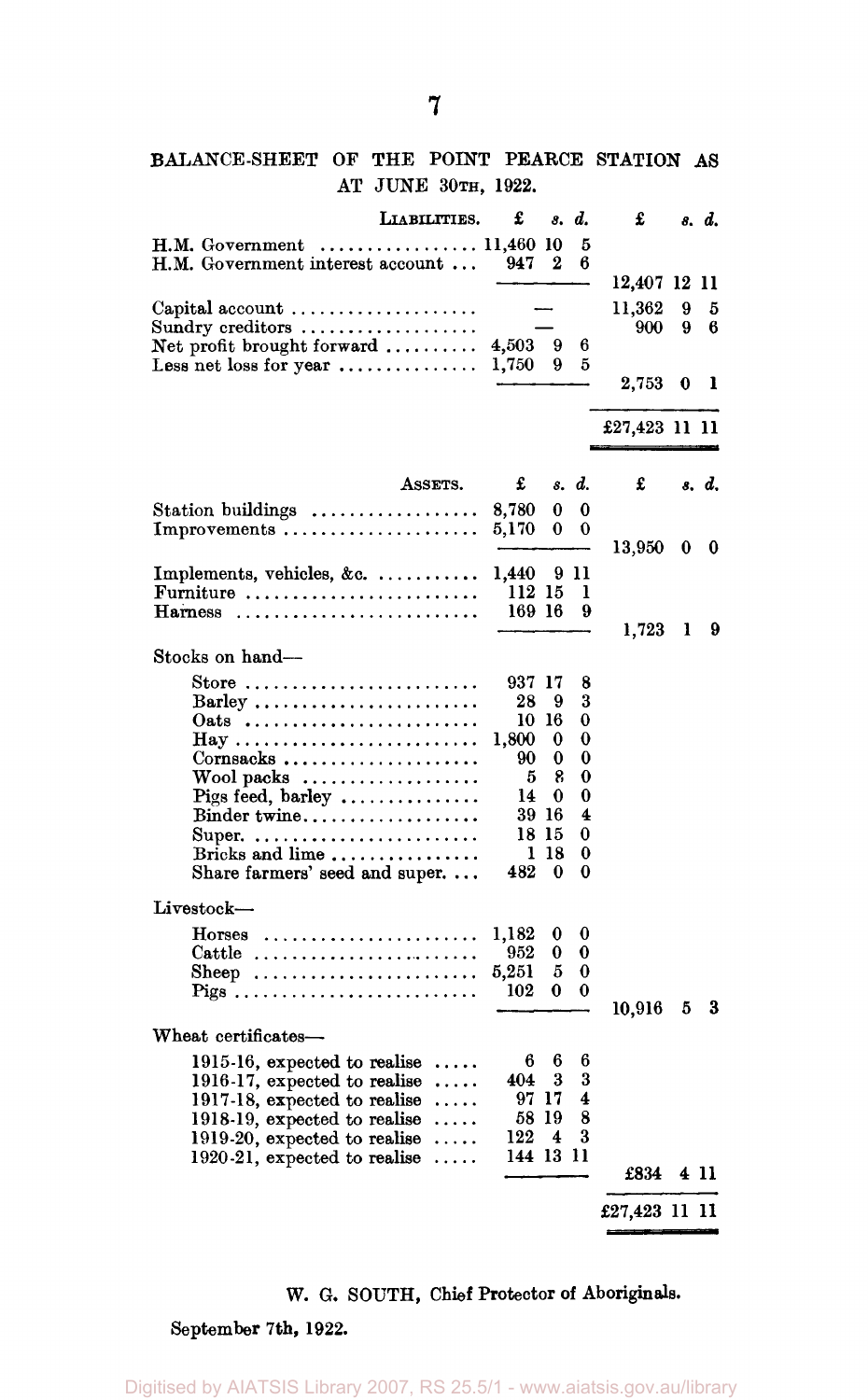BALANCE-SHEET OF THE POINT PEARCE STATION AS AT JUNE 30TH, 1922.

| LIABILITIES. | £ | s. | d. | £ | s. | d. |
|---|---|---|---|---|---|---|
| H.M. Government | 11,460 | 10 | 5 | | | |
| H.M. Government interest account | 947 | 2 | 6 | | | |
| | | | | 12,407 | 12 | 11 |
| Capital account | — | | | 11,362 | 9 | 5 |
| Sundry creditors | — | | | 900 | 9 | 6 |
| Net profit brought forward | 4,503 | 9 | 6 | | | |
| Less net loss for year | 1,750 | 9 | 5 | | | |
| | | | | 2,753 | 0 | 1 |
| | | | | £27,423 | 11 | 11 |

| ASSETS. | £ | s. | d. | £ | s. | d. |
|---|---|---|---|---|---|---|
| Station buildings | 8,780 | 0 | 0 | | | |
| Improvements | 5,170 | 0 | 0 | | | |
| | | | | 13,950 | 0 | 0 |
| Implements, vehicles, &c. | 1,440 | 9 | 11 | | | |
| Furniture | 112 | 15 | 1 | | | |
| Harness | 169 | 16 | 9 | | | |
| | | | | 1,723 | 1 | 9 |
| Stocks on hand— | | | | | | |
| Store | 937 | 17 | 8 | | | |
| Barley | 28 | 9 | 3 | | | |
| Oats | 10 | 16 | 0 | | | |
| Hay | 1,800 | 0 | 0 | | | |
| Cornsacks | 90 | 0 | 0 | | | |
| Wool packs | 5 | 8 | 0 | | | |
| Pigs feed, barley | 14 | 0 | 0 | | | |
| Binder twine | 39 | 16 | 4 | | | |
| Super. | 18 | 15 | 0 | | | |
| Bricks and lime | 1 | 18 | 0 | | | |
| Share farmers' seed and super. | 482 | 0 | 0 | | | |
| Livestock— | | | | | | |
| Horses | 1,182 | 0 | 0 | | | |
| Cattle | 952 | 0 | 0 | | | |
| Sheep | 5,251 | 5 | 0 | | | |
| Pigs | 102 | 0 | 0 | | | |
| | | | | 10,916 | 5 | 3 |
| Wheat certificates— | | | | | | |
| 1915-16, expected to realise | 6 | 6 | 6 | | | |
| 1916-17, expected to realise | 404 | 3 | 3 | | | |
| 1917-18, expected to realise | 97 | 17 | 4 | | | |
| 1918-19, expected to realise | 58 | 19 | 8 | | | |
| 1919-20, expected to realise | 122 | 4 | 3 | | | |
| 1920-21, expected to realise | 144 | 13 | 11 | | | |
| | | | | £834 | 4 | 11 |
| | | | | £27,423 | 11 | 11 |

W. G. SOUTH, Chief Protector of Aboriginals.

September 7th, 1922.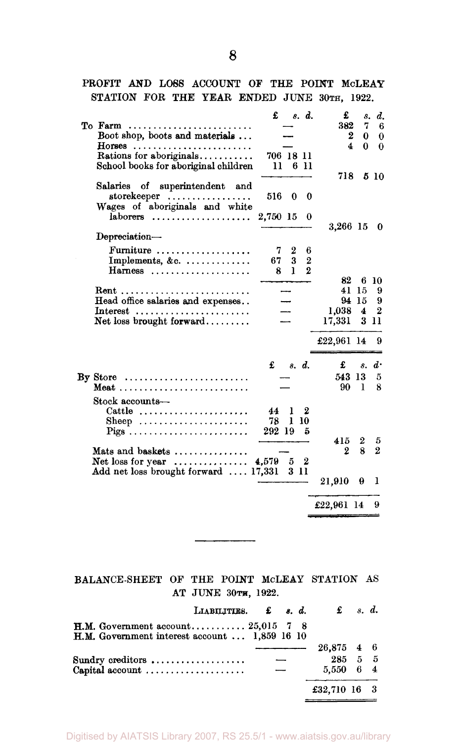PROFIT AND LOSS ACCOUNT OF THE POINT McLEAY STATION FOR THE YEAR ENDED JUNE 30TH, 1922.

| | £ s. d. | £ s. d. |
|---|---|---|
| To Farm | — | 382 7 6 |
| Boot shop, boots and materials | — | 2 0 0 |
| Horses | — | 4 0 0 |
| Rations for aboriginals | 706 18 11 | |
| School books for aboriginal children | 11 6 11 | |
| | | 718 5 10 |
| Salaries of superintendent and storekeeper | 516 0 0 | |
| Wages of aboriginals and white laborers | 2,750 15 0 | |
| | | 3,266 15 0 |
| Depreciation— | | |
| Furniture | 7 2 6 | |
| Implements, &c. | 67 3 2 | |
| Harness | 8 1 2 | |
| | | 82 6 10 |
| Rent | — | 41 15 9 |
| Head office salaries and expenses | — | 94 15 9 |
| Interest | — | 1,038 4 2 |
| Net loss brought forward | — | 17,331 3 11 |
| | | £22,961 14 9 |

| | £ s. d. | £ s. d. |
|---|---|---|
| By Store | — | 543 13 5 |
| Meat | — | 90 1 8 |
| Stock accounts— | | |
| Cattle | 44 1 2 | |
| Sheep | 78 1 10 | |
| Pigs | 292 19 5 | |
| | | 415 2 5 |
| Mats and baskets | — | 2 8 2 |
| Net loss for year | 4,579 5 2 | |
| Add net loss brought forward | 17,331 3 11 | |
| | | 21,910 9 1 |
| | | £22,961 14 9 |

BALANCE-SHEET OF THE POINT McLEAY STATION AS AT JUNE 30TH, 1922.

| LIABILITIES. | £ s. d. | £ s. d. |
|---|---|---|
| H.M. Government account | 25,015 7 8 | |
| H.M. Government interest account | 1,859 16 10 | |
| | | 26,875 4 6 |
| Sundry creditors | — | 285 5 5 |
| Capital account | — | 5,550 6 4 |
| | | £32,710 16 3 |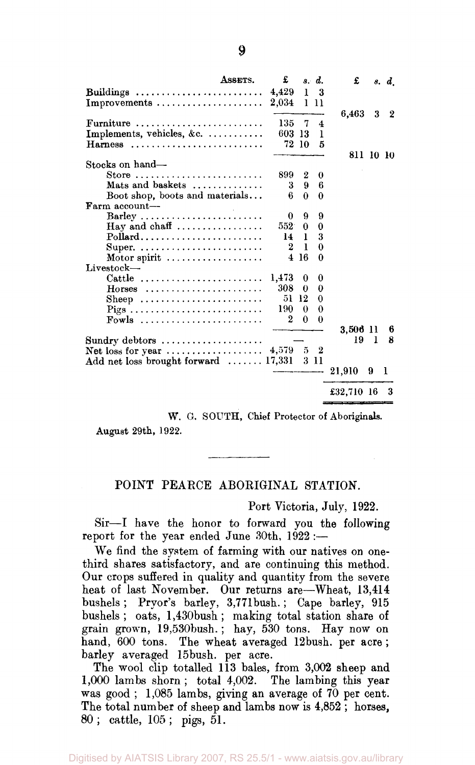| Assets. | £ | s. | d. | £ | s. | d. |
|---|---|---|---|---|---|---|
| Buildings | 4,429 | 1 | 3 | | | |
| Improvements | 2,034 | 1 | 11 | | | |
| | | | | 6,463 | 3 | 2 |
| Furniture | 135 | 7 | 4 | | | |
| Implements, vehicles, &c. | 603 | 13 | 1 | | | |
| Harness | 72 | 10 | 5 | | | |
| | | | | 811 | 10 | 10 |
| Stocks on hand— | | | | | | |
| Store | 899 | 2 | 0 | | | |
| Mats and baskets | 3 | 9 | 6 | | | |
| Boot shop, boots and materials | 6 | 0 | 0 | | | |
| Farm account— | | | | | | |
| Barley | 0 | 9 | 9 | | | |
| Hay and chaff | 552 | 0 | 0 | | | |
| Pollard | 14 | 1 | 3 | | | |
| Super. | 2 | 1 | 0 | | | |
| Motor spirit | 4 | 16 | 0 | | | |
| Livestock— | | | | | | |
| Cattle | 1,473 | 0 | 0 | | | |
| Horses | 308 | 0 | 0 | | | |
| Sheep | 51 | 12 | 0 | | | |
| Pigs | 190 | 0 | 0 | | | |
| Fowls | 2 | 0 | 0 | | | |
| | | | | 3,506 | 11 | 6 |
| Sundry debtors | — | | | 19 | 1 | 8 |
| Net loss for year | 4,579 | 5 | 2 | | | |
| Add net loss brought forward | 17,331 | 3 | 11 | | | |
| | | | | 21,910 | 9 | 1 |
| | | | | £32,710 | 16 | 3 |

W. G. SOUTH, Chief Protector of Aboriginals.

August 29th, 1922.

## POINT PEARCE ABORIGINAL STATION.

Port Victoria, July, 1922.

Sir—I have the honor to forward you the following report for the year ended June 30th, 1922 :—

We find the system of farming with our natives on one-third shares satisfactory, and are continuing this method. Our crops suffered in quality and quantity from the severe heat of last November. Our returns are—Wheat, 13,414 bushels ; Pryor's barley, 3,771bush. ; Cape barley, 915 bushels ; oats, 1,430bush ; making total station share of grain grown, 19,530bush. ; hay, 530 tons. Hay now on hand, 600 tons. The wheat averaged 12bush. per acre ; barley averaged 15bush. per acre.

The wool clip totalled 113 bales, from 3,002 sheep and 1,000 lambs shorn ; total 4,002. The lambing this year was good ; 1,085 lambs, giving an average of 70 per cent. The total number of sheep and lambs now is 4,852 ; horses, 80 ; cattle, 105 ; pigs, 51.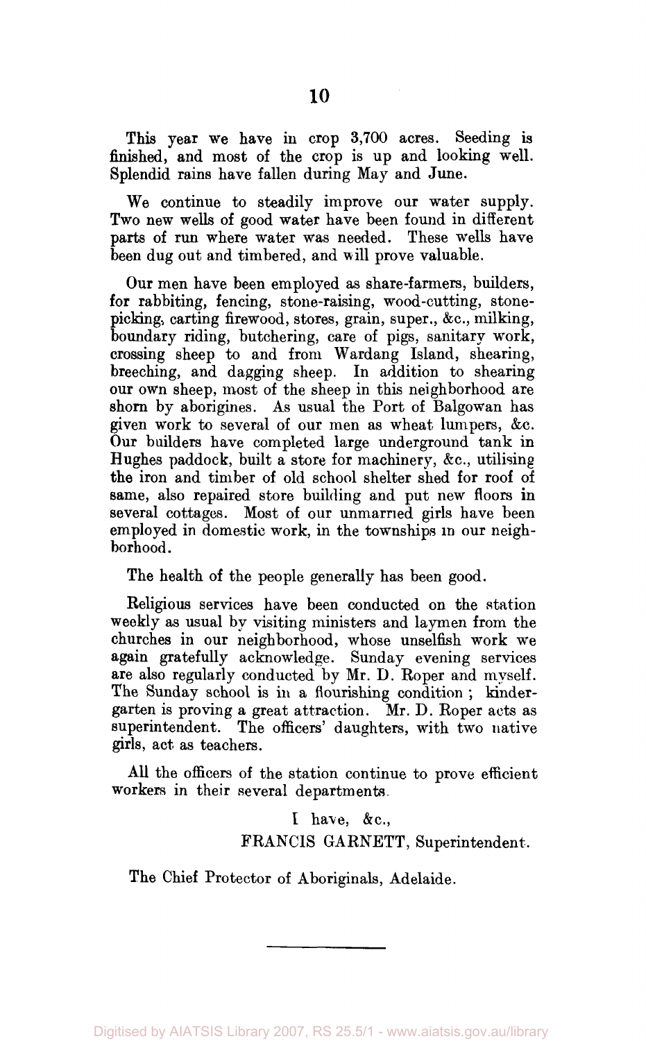This year we have in crop 3,700 acres. Seeding is finished, and most of the crop is up and looking well. Splendid rains have fallen during May and June.

We continue to steadily improve our water supply. Two new wells of good water have been found in different parts of run where water was needed. These wells have been dug out and timbered, and will prove valuable.

Our men have been employed as share-farmers, builders, for rabbiting, fencing, stone-raising, wood-cutting, stone-picking, carting firewood, stores, grain, super., &c., milking, boundary riding, butchering, care of pigs, sanitary work, crossing sheep to and from Wardang Island, shearing, breeching, and dagging sheep. In addition to shearing our own sheep, most of the sheep in this neighborhood are shorn by aborigines. As usual the Port of Balgowan has given work to several of our men as wheat lumpers, &c. Our builders have completed large underground tank in Hughes paddock, built a store for machinery, &c., utilising the iron and timber of old school shelter shed for roof of same, also repaired store building and put new floors in several cottages. Most of our unmarried girls have been employed in domestic work, in the townships in our neighborhood.

The health of the people generally has been good.

Religious services have been conducted on the station weekly as usual by visiting ministers and laymen from the churches in our neighborhood, whose unselfish work we again gratefully acknowledge. Sunday evening services are also regularly conducted by Mr. D. Roper and myself. The Sunday school is in a flourishing condition; kindergarten is proving a great attraction. Mr. D. Roper acts as superintendent. The officers' daughters, with two native girls, act as teachers.

All the officers of the station continue to prove efficient workers in their several departments.

I have, &c.,
FRANCIS GARNETT, Superintendent.

The Chief Protector of Aboriginals, Adelaide.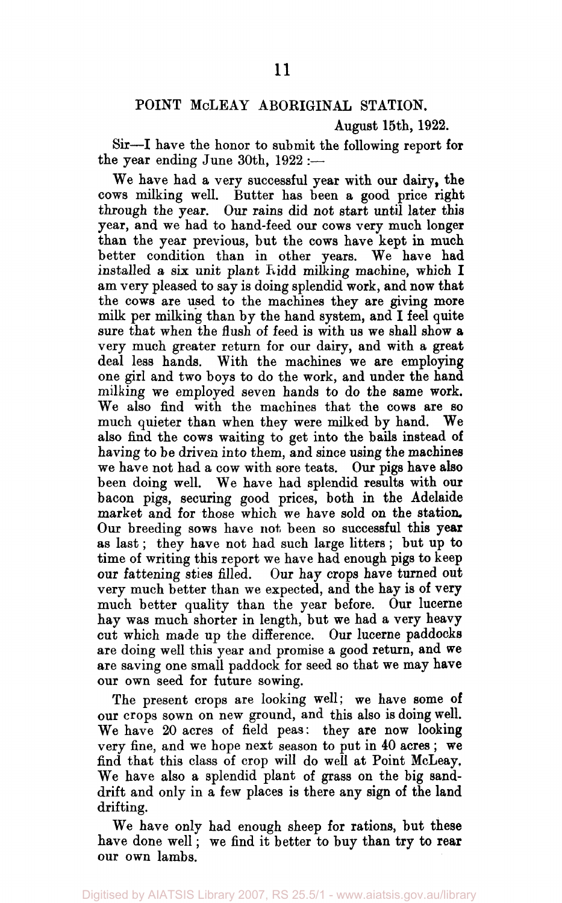## POINT McLEAY ABORIGINAL STATION.

August 15th, 1922.

Sir—I have the honor to submit the following report for the year ending June 30th, 1922 :—

We have had a very successful year with our dairy, the cows milking well. Butter has been a good price right through the year. Our rains did not start until later this year, and we had to hand-feed our cows very much longer than the year previous, but the cows have kept in much better condition than in other years. We have had installed a six unit plant Kidd milking machine, which I am very pleased to say is doing splendid work, and now that the cows are used to the machines they are giving more milk per milking than by the hand system, and I feel quite sure that when the flush of feed is with us we shall show a very much greater return for our dairy, and with a great deal less hands. With the machines we are employing one girl and two boys to do the work, and under the hand milking we employed seven hands to do the same work. We also find with the machines that the cows are so much quieter than when they were milked by hand. We also find the cows waiting to get into the bails instead of having to be driven into them, and since using the machines we have not had a cow with sore teats. Our pigs have also been doing well. We have had splendid results with our bacon pigs, securing good prices, both in the Adelaide market and for those which we have sold on the station. Our breeding sows have not been so successful this year as last ; they have not had such large litters ; but up to time of writing this report we have had enough pigs to keep our fattening sties filled. Our hay crops have turned out very much better than we expected, and the hay is of very much better quality than the year before. Our lucerne hay was much shorter in length, but we had a very heavy cut which made up the difference. Our lucerne paddocks are doing well this year and promise a good return, and we are saving one small paddock for seed so that we may have our own seed for future sowing.

The present crops are looking well; we have some of our crops sown on new ground, and this also is doing well. We have 20 acres of field peas: they are now looking very fine, and we hope next season to put in 40 acres ; we find that this class of crop will do well at Point McLeay. We have also a splendid plant of grass on the big sand-drift and only in a few places is there any sign of the land drifting.

We have only had enough sheep for rations, but these have done well ; we find it better to buy than try to rear our own lambs.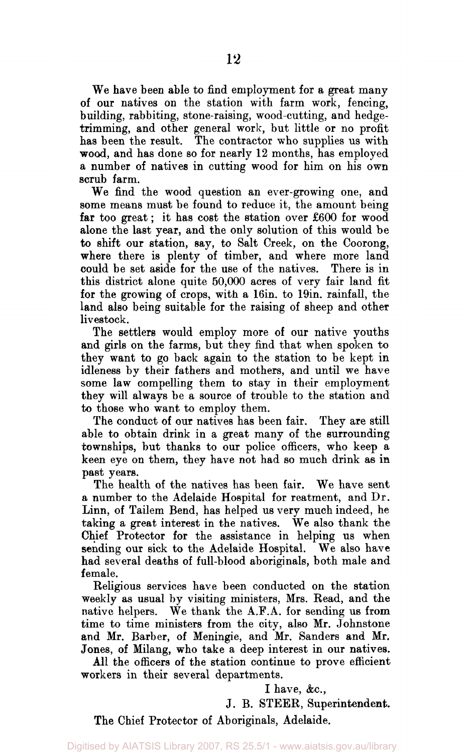We have been able to find employment for a great many of our natives on the station with farm work, fencing, building, rabbiting, stone-raising, wood-cutting, and hedge-trimming, and other general work, but little or no profit has been the result. The contractor who supplies us with wood, and has done so for nearly 12 months, has employed a number of natives in cutting wood for him on his own scrub farm.

We find the wood question an ever-growing one, and some means must be found to reduce it, the amount being far too great; it has cost the station over £600 for wood alone the last year, and the only solution of this would be to shift our station, say, to Salt Creek, on the Coorong, where there is plenty of timber, and where more land could be set aside for the use of the natives. There is in this district alone quite 50,000 acres of very fair land fit for the growing of crops, with a 16in. to 19in. rainfall, the land also being suitable for the raising of sheep and other livestock.

The settlers would employ more of our native youths and girls on the farms, but they find that when spoken to they want to go back again to the station to be kept in idleness by their fathers and mothers, and until we have some law compelling them to stay in their employment they will always be a source of trouble to the station and to those who want to employ them.

The conduct of our natives has been fair. They are still able to obtain drink in a great many of the surrounding townships, but thanks to our police officers, who keep a keen eye on them, they have not had so much drink as in past years.

The health of the natives has been fair. We have sent a number to the Adelaide Hospital for reatment, and Dr. Linn, of Tailem Bend, has helped us very much indeed, he taking a great interest in the natives. We also thank the Chief Protector for the assistance in helping us when sending our sick to the Adelaide Hospital. We also have had several deaths of full-blood aboriginals, both male and female.

Religious services have been conducted on the station weekly as usual by visiting ministers, Mrs. Read, and the native helpers. We thank the A.F.A. for sending us from time to time ministers from the city, also Mr. Johnstone and Mr. Barber, of Meningie, and Mr. Sanders and Mr. Jones, of Milang, who take a deep interest in our natives.

All the officers of the station continue to prove efficient workers in their several departments.

I have, &c.,

J. B. STEER, Superintendent.

The Chief Protector of Aboriginals, Adelaide.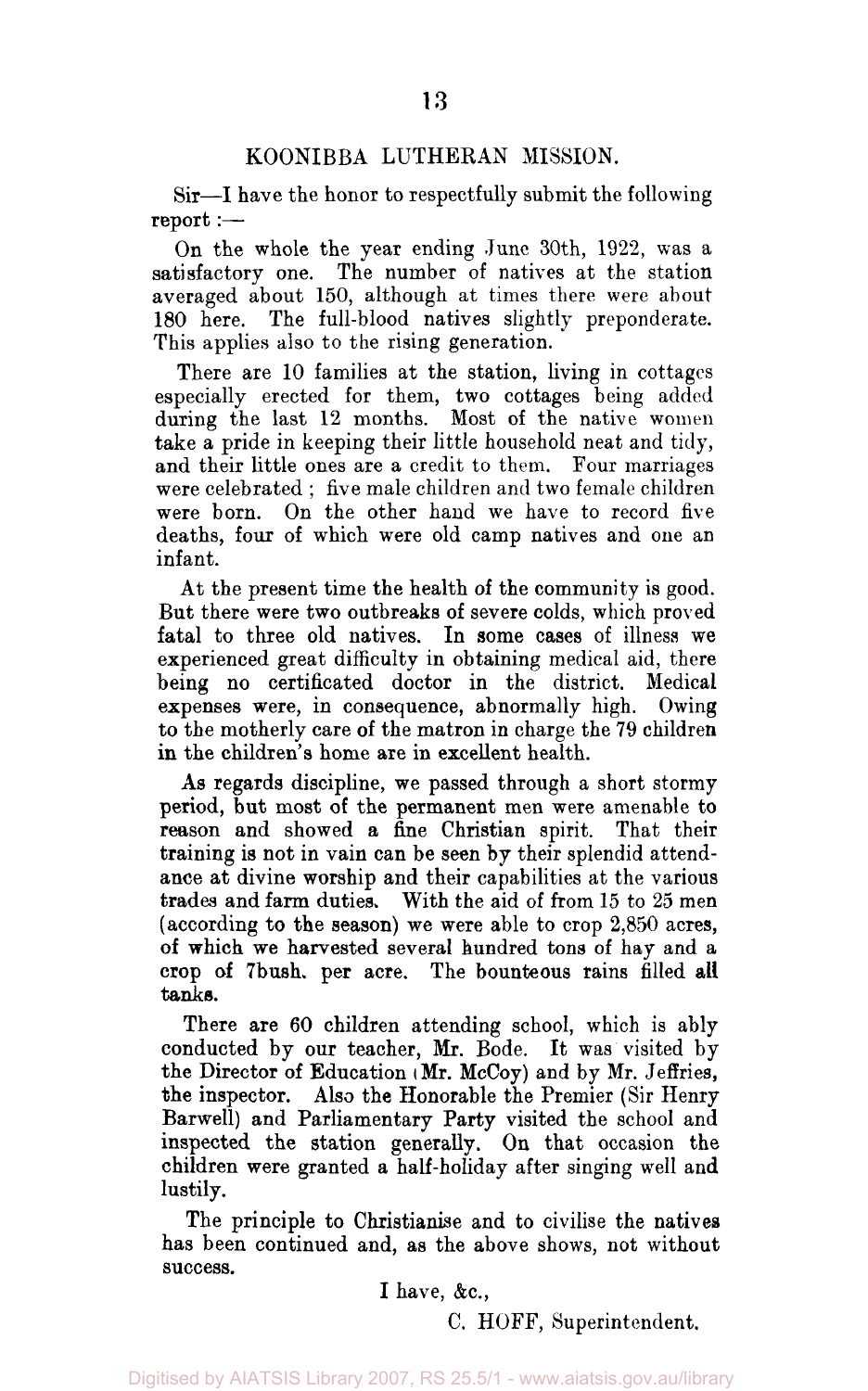## KOONIBBA LUTHERAN MISSION.

Sir—I have the honor to respectfully submit the following report :—

On the whole the year ending June 30th, 1922, was a satisfactory one. The number of natives at the station averaged about 150, although at times there were about 180 here. The full-blood natives slightly preponderate. This applies also to the rising generation.

There are 10 families at the station, living in cottages especially erected for them, two cottages being added during the last 12 months. Most of the native women take a pride in keeping their little household neat and tidy, and their little ones are a credit to them. Four marriages were celebrated ; five male children and two female children were born. On the other hand we have to record five deaths, four of which were old camp natives and one an infant.

At the present time the health of the community is good. But there were two outbreaks of severe colds, which proved fatal to three old natives. In some cases of illness we experienced great difficulty in obtaining medical aid, there being no certificated doctor in the district. Medical expenses were, in consequence, abnormally high. Owing to the motherly care of the matron in charge the 79 children in the children's home are in excellent health.

As regards discipline, we passed through a short stormy period, but most of the permanent men were amenable to reason and showed a fine Christian spirit. That their training is not in vain can be seen by their splendid attendance at divine worship and their capabilities at the various trades and farm duties. With the aid of from 15 to 25 men (according to the season) we were able to crop 2,850 acres, of which we harvested several hundred tons of hay and a crop of 7bush. per acre. The bounteous rains filled all tanks.

There are 60 children attending school, which is ably conducted by our teacher, Mr. Bode. It was visited by the Director of Education (Mr. McCoy) and by Mr. Jeffries, the inspector. Also the Honorable the Premier (Sir Henry Barwell) and Parliamentary Party visited the school and inspected the station generally. On that occasion the children were granted a half-holiday after singing well and lustily.

The principle to Christianise and to civilise the natives has been continued and, as the above shows, not without success.

I have, &c.,

C. HOFF, Superintendent.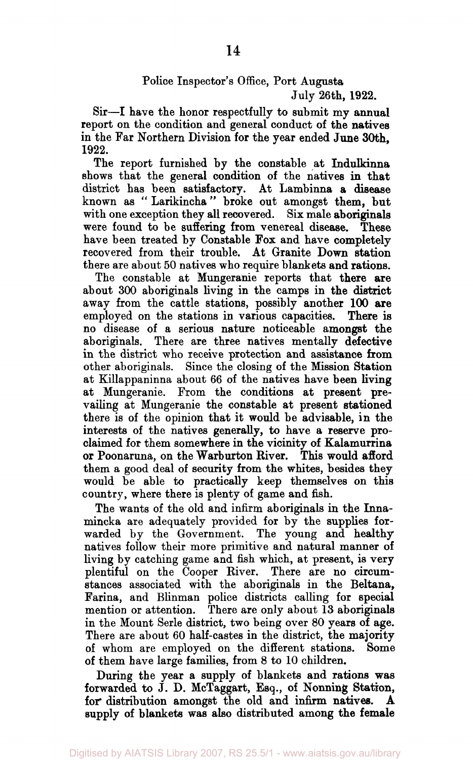Police Inspector's Office, Port Augusta
July 26th, 1922.

Sir—I have the honor respectfully to submit my annual report on the condition and general conduct of the natives in the Far Northern Division for the year ended June 30th, 1922.

The report furnished by the constable at Indulkinna shows that the general condition of the natives in that district has been satisfactory. At Lambinna a disease known as "Larikincha" broke out amongst them, but with one exception they all recovered. Six male aboriginals were found to be suffering from venereal disease. These have been treated by Constable Fox and have completely recovered from their trouble. At Granite Down station there are about 50 natives who require blankets and rations.

The constable at Mungeranie reports that there are about 300 aboriginals living in the camps in the district away from the cattle stations, possibly another 100 are employed on the stations in various capacities. There is no disease of a serious nature noticeable amongst the aboriginals. There are three natives mentally defective in the district who receive protection and assistance from other aboriginals. Since the closing of the Mission Station at Killappaninna about 66 of the natives have been living at Mungeranie. From the conditions at present prevailing at Mungeranie the constable at present stationed there is of the opinion that it would be advisable, in the interests of the natives generally, to have a reserve proclaimed for them somewhere in the vicinity of Kalamurrina or Poonaruna, on the Warburton River. This would afford them a good deal of security from the whites, besides they would be able to practically keep themselves on this country, where there is plenty of game and fish.

The wants of the old and infirm aboriginals in the Innamincka are adequately provided for by the supplies forwarded by the Government. The young and healthy natives follow their more primitive and natural manner of living by catching game and fish which, at present, is very plentiful on the Cooper River. There are no circumstances associated with the aboriginals in the Beltana, Farina, and Blinman police districts calling for special mention or attention. There are only about 13 aboriginals in the Mount Serle district, two being over 80 years of age. There are about 60 half-castes in the district, the majority of whom are employed on the different stations. Some of them have large families, from 8 to 10 children.

During the year a supply of blankets and rations was forwarded to J. D. McTaggart, Esq., of Nonning Station, for distribution amongst the old and infirm natives. A supply of blankets was also distributed among the female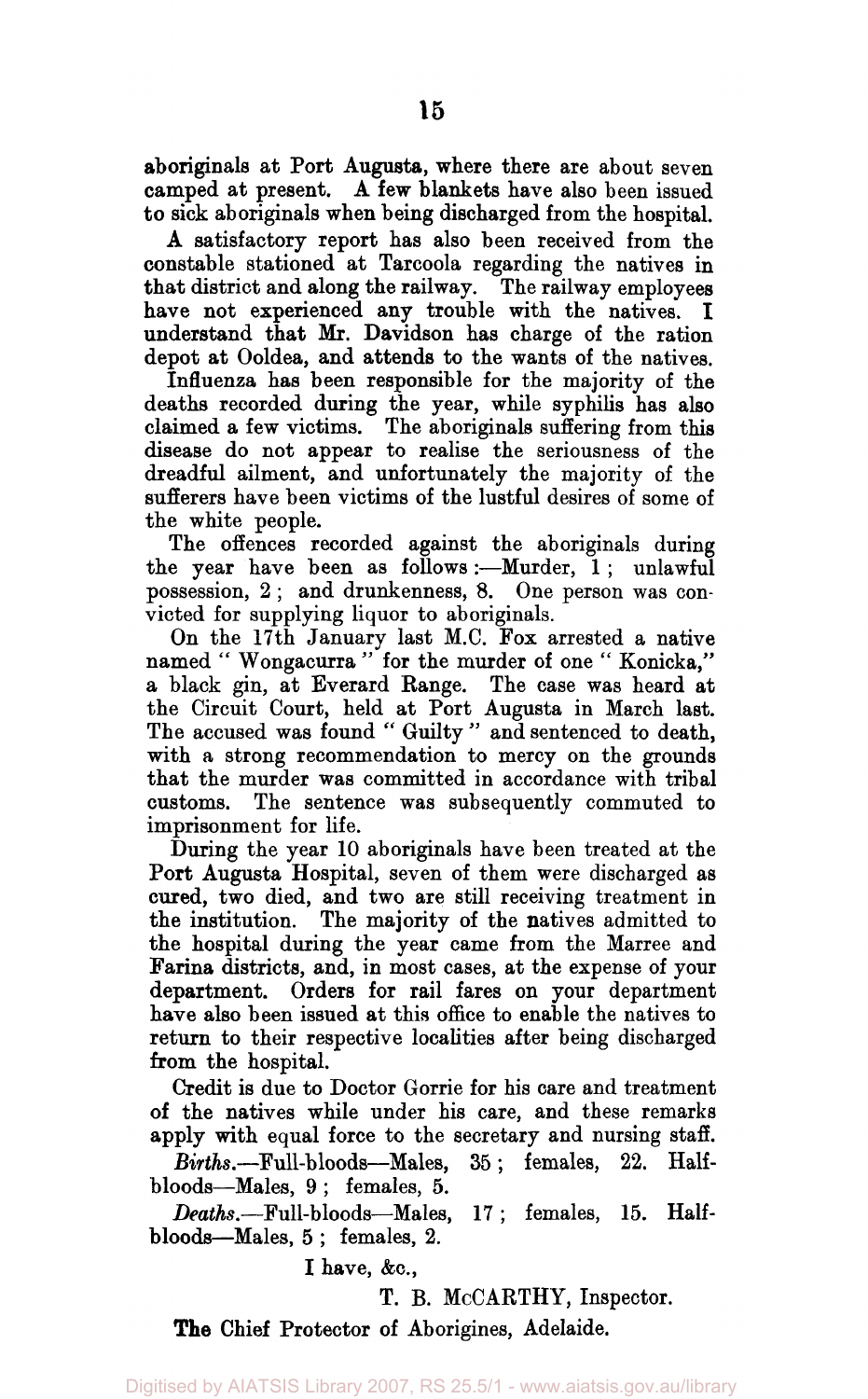aboriginals at Port Augusta, where there are about seven camped at present. A few blankets have also been issued to sick aboriginals when being discharged from the hospital.

A satisfactory report has also been received from the constable stationed at Tarcoola regarding the natives in that district and along the railway. The railway employees have not experienced any trouble with the natives. I understand that Mr. Davidson has charge of the ration depot at Ooldea, and attends to the wants of the natives.

Influenza has been responsible for the majority of the deaths recorded during the year, while syphilis has also claimed a few victims. The aboriginals suffering from this disease do not appear to realise the seriousness of the dreadful ailment, and unfortunately the majority of the sufferers have been victims of the lustful desires of some of the white people.

The offences recorded against the aboriginals during the year have been as follows:—Murder, 1; unlawful possession, 2; and drunkenness, 8. One person was convicted for supplying liquor to aboriginals.

On the 17th January last M.C. Fox arrested a native named "Wongacurra" for the murder of one "Konicka," a black gin, at Everard Range. The case was heard at the Circuit Court, held at Port Augusta in March last. The accused was found "Guilty" and sentenced to death, with a strong recommendation to mercy on the grounds that the murder was committed in accordance with tribal customs. The sentence was subsequently commuted to imprisonment for life.

During the year 10 aboriginals have been treated at the Port Augusta Hospital, seven of them were discharged as cured, two died, and two are still receiving treatment in the institution. The majority of the natives admitted to the hospital during the year came from the Marree and Farina districts, and, in most cases, at the expense of your department. Orders for rail fares on your department have also been issued at this office to enable the natives to return to their respective localities after being discharged from the hospital.

Credit is due to Doctor Gorrie for his care and treatment of the natives while under his care, and these remarks apply with equal force to the secretary and nursing staff.

*Births.*—Full-bloods—Males, 35; females, 22. Half-bloods—Males, 9; females, 5.

*Deaths.*—Full-bloods—Males, 17; females, 15. Half-bloods—Males, 5; females, 2.

I have, &c.,

T. B. McCARTHY, Inspector.

The Chief Protector of Aborigines, Adelaide.